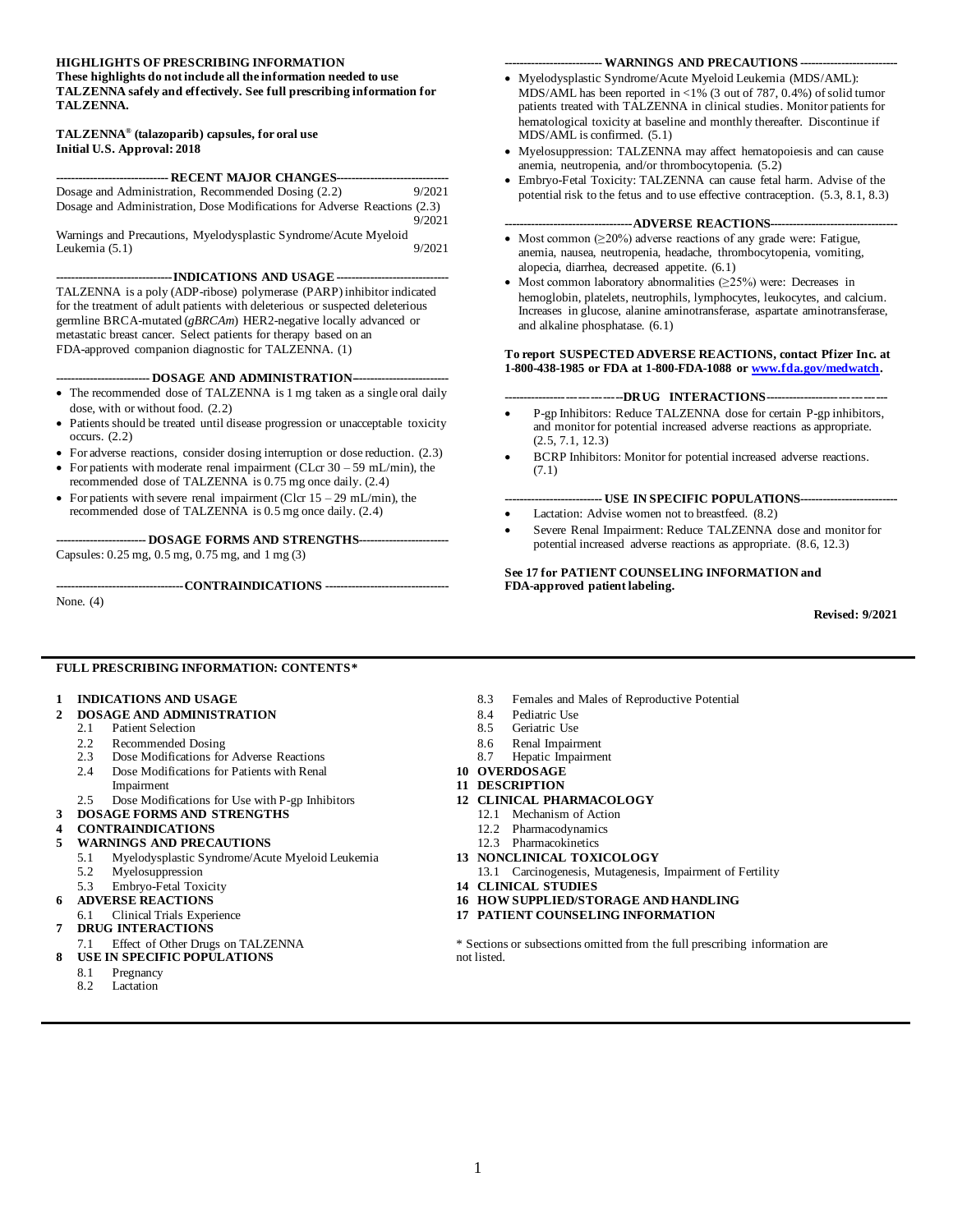**HIGHLIGHTS OF PRESCRIBING INFORMATION**
**These highlights do not include all the information needed to use TALZENNA safely and effectively. See full prescribing information for TALZENNA.**

**TALZENNA® (talazoparib) capsules, for oral use**
**Initial U.S. Approval: 2018**

**RECENT MAJOR CHANGES**

Dosage and Administration, Recommended Dosing (2.2) 9/2021
Dosage and Administration, Dose Modifications for Adverse Reactions (2.3) 9/2021
Warnings and Precautions, Myelodysplastic Syndrome/Acute Myeloid Leukemia (5.1) 9/2021

**INDICATIONS AND USAGE**

TALZENNA is a poly (ADP-ribose) polymerase (PARP) inhibitor indicated for the treatment of adult patients with deleterious or suspected deleterious germline BRCA-mutated (*gBRCAm*) HER2-negative locally advanced or metastatic breast cancer. Select patients for therapy based on an FDA-approved companion diagnostic for TALZENNA. (1)

**DOSAGE AND ADMINISTRATION**

- The recommended dose of TALZENNA is 1 mg taken as a single oral daily dose, with or without food. (2.2)
- Patients should be treated until disease progression or unacceptable toxicity occurs. (2.2)
- For adverse reactions, consider dosing interruption or dose reduction. (2.3)
- For patients with moderate renal impairment (CLcr 30 – 59 mL/min), the recommended dose of TALZENNA is 0.75 mg once daily. (2.4)
- For patients with severe renal impairment (Clcr 15 – 29 mL/min), the recommended dose of TALZENNA is 0.5 mg once daily. (2.4)

**DOSAGE FORMS AND STRENGTHS**

Capsules: 0.25 mg, 0.5 mg, 0.75 mg, and 1 mg (3)

**CONTRAINDICATIONS**

None. (4)

**WARNINGS AND PRECAUTIONS**

- Myelodysplastic Syndrome/Acute Myeloid Leukemia (MDS/AML): MDS/AML has been reported in <1% (3 out of 787, 0.4%) of solid tumor patients treated with TALZENNA in clinical studies. Monitor patients for hematological toxicity at baseline and monthly thereafter. Discontinue if MDS/AML is confirmed. (5.1)
- Myelosuppression: TALZENNA may affect hematopoiesis and can cause anemia, neutropenia, and/or thrombocytopenia. (5.2)
- Embryo-Fetal Toxicity: TALZENNA can cause fetal harm. Advise of the potential risk to the fetus and to use effective contraception. (5.3, 8.1, 8.3)

**ADVERSE REACTIONS**

- Most common (≥20%) adverse reactions of any grade were: Fatigue, anemia, nausea, neutropenia, headache, thrombocytopenia, vomiting, alopecia, diarrhea, decreased appetite. (6.1)
- Most common laboratory abnormalities (≥25%) were: Decreases in hemoglobin, platelets, neutrophils, lymphocytes, leukocytes, and calcium. Increases in glucose, alanine aminotransferase, aspartate aminotransferase, and alkaline phosphatase. (6.1)

**To report SUSPECTED ADVERSE REACTIONS, contact Pfizer Inc. at 1-800-438-1985 or FDA at 1-800-FDA-1088 or www.fda.gov/medwatch.**

**DRUG INTERACTIONS**

- P-gp Inhibitors: Reduce TALZENNA dose for certain P-gp inhibitors, and monitor for potential increased adverse reactions as appropriate. (2.5, 7.1, 12.3)
- BCRP Inhibitors: Monitor for potential increased adverse reactions. (7.1)

**USE IN SPECIFIC POPULATIONS**

- Lactation: Advise women not to breastfeed. (8.2)
- Severe Renal Impairment: Reduce TALZENNA dose and monitor for potential increased adverse reactions as appropriate. (8.6, 12.3)

**See 17 for PATIENT COUNSELING INFORMATION and FDA-approved patient labeling.**

**Revised: 9/2021**

**FULL PRESCRIBING INFORMATION: CONTENTS***

**1 INDICATIONS AND USAGE**
**2 DOSAGE AND ADMINISTRATION**
- 2.1 Patient Selection
- 2.2 Recommended Dosing
- 2.3 Dose Modifications for Adverse Reactions
- 2.4 Dose Modifications for Patients with Renal Impairment
- 2.5 Dose Modifications for Use with P-gp Inhibitors

**3 DOSAGE FORMS AND STRENGTHS**
**4 CONTRAINDICATIONS**
**5 WARNINGS AND PRECAUTIONS**
- 5.1 Myelodysplastic Syndrome/Acute Myeloid Leukemia
- 5.2 Myelosuppression
- 5.3 Embryo-Fetal Toxicity

**6 ADVERSE REACTIONS**
- 6.1 Clinical Trials Experience

**7 DRUG INTERACTIONS**
- 7.1 Effect of Other Drugs on TALZENNA

**8 USE IN SPECIFIC POPULATIONS**
- 8.1 Pregnancy
- 8.2 Lactation
- 8.3 Females and Males of Reproductive Potential
- 8.4 Pediatric Use
- 8.5 Geriatric Use
- 8.6 Renal Impairment
- 8.7 Hepatic Impairment

**10 OVERDOSAGE**
**11 DESCRIPTION**
**12 CLINICAL PHARMACOLOGY**
- 12.1 Mechanism of Action
- 12.2 Pharmacodynamics
- 12.3 Pharmacokinetics

**13 NONCLINICAL TOXICOLOGY**
- 13.1 Carcinogenesis, Mutagenesis, Impairment of Fertility

**14 CLINICAL STUDIES**
**16 HOW SUPPLIED/STORAGE AND HANDLING**
**17 PATIENT COUNSELING INFORMATION**

\* Sections or subsections omitted from the full prescribing information are not listed.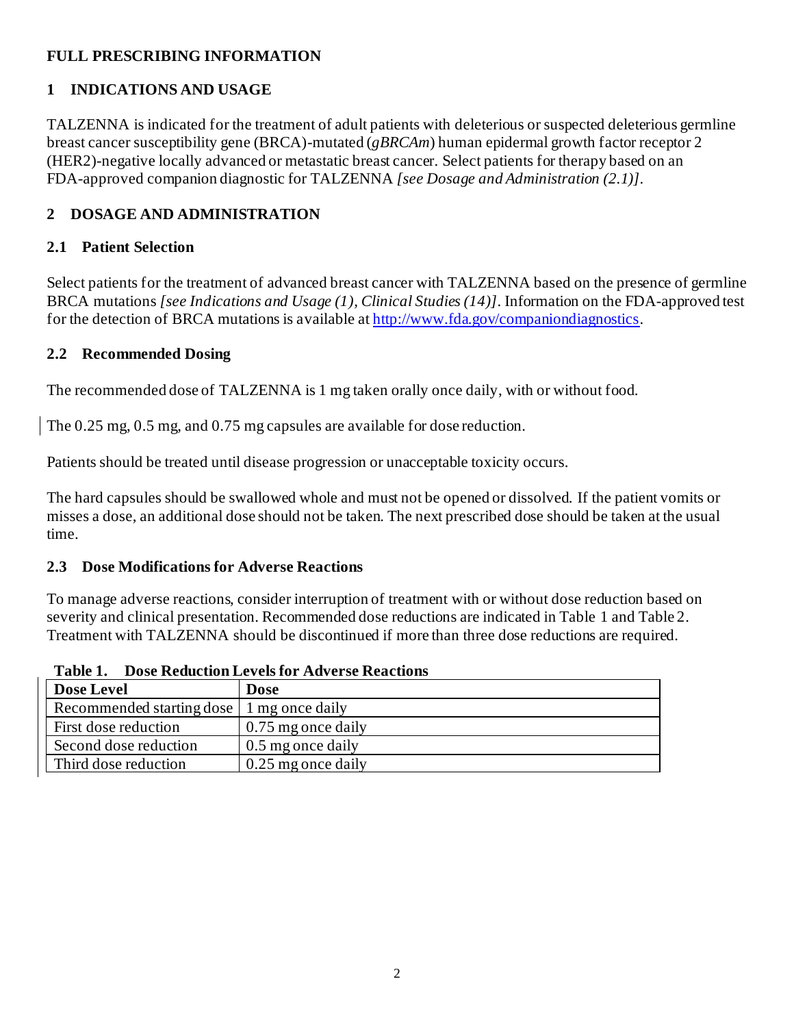# FULL PRESCRIBING INFORMATION

## 1 INDICATIONS AND USAGE

TALZENNA is indicated for the treatment of adult patients with deleterious or suspected deleterious germline breast cancer susceptibility gene (BRCA)-mutated (*gBRCAm*) human epidermal growth factor receptor 2 (HER2)-negative locally advanced or metastatic breast cancer. Select patients for therapy based on an FDA-approved companion diagnostic for TALZENNA *[see Dosage and Administration (2.1)]*.

## 2 DOSAGE AND ADMINISTRATION

### 2.1 Patient Selection

Select patients for the treatment of advanced breast cancer with TALZENNA based on the presence of germline BRCA mutations *[see Indications and Usage (1), Clinical Studies (14)]*. Information on the FDA-approved test for the detection of BRCA mutations is available at http://www.fda.gov/companiondiagnostics.

### 2.2 Recommended Dosing

The recommended dose of TALZENNA is 1 mg taken orally once daily, with or without food.

The 0.25 mg, 0.5 mg, and 0.75 mg capsules are available for dose reduction.

Patients should be treated until disease progression or unacceptable toxicity occurs.

The hard capsules should be swallowed whole and must not be opened or dissolved. If the patient vomits or misses a dose, an additional dose should not be taken. The next prescribed dose should be taken at the usual time.

### 2.3 Dose Modifications for Adverse Reactions

To manage adverse reactions, consider interruption of treatment with or without dose reduction based on severity and clinical presentation. Recommended dose reductions are indicated in Table 1 and Table 2. Treatment with TALZENNA should be discontinued if more than three dose reductions are required.

**Table 1. Dose Reduction Levels for Adverse Reactions**

| Dose Level | Dose |
|---|---|
| Recommended starting dose | 1 mg once daily |
| First dose reduction | 0.75 mg once daily |
| Second dose reduction | 0.5 mg once daily |
| Third dose reduction | 0.25 mg once daily |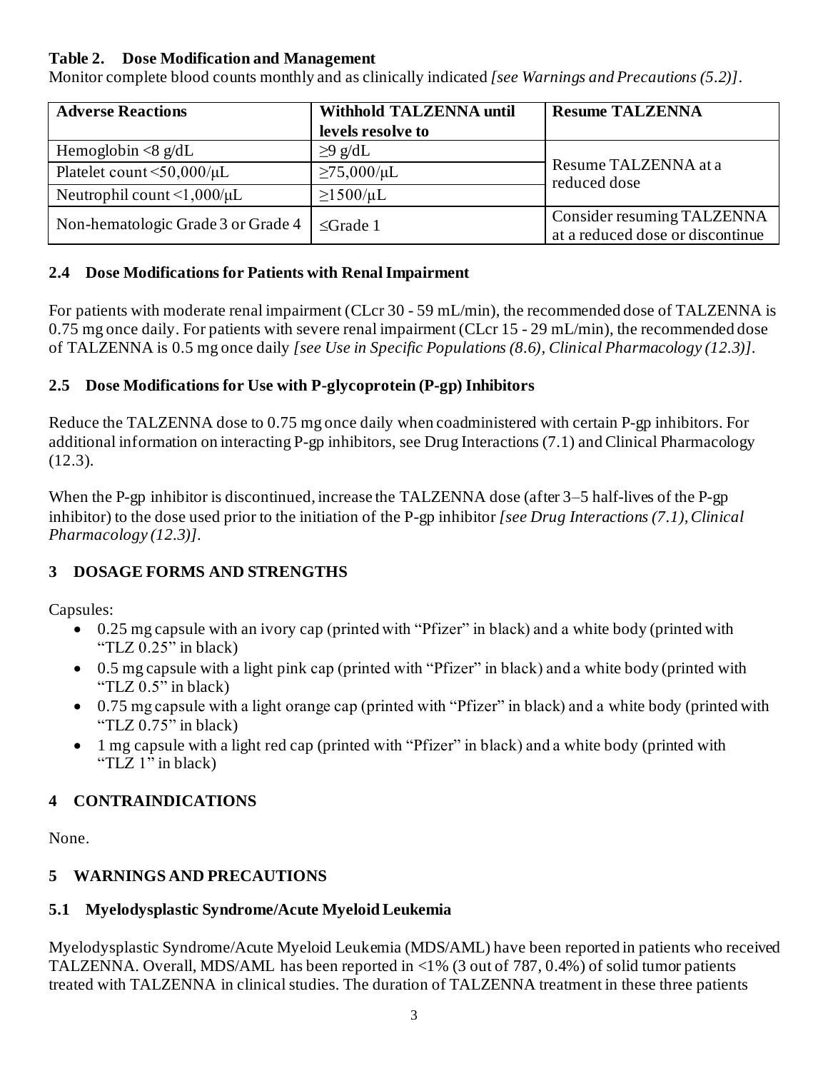**Table 2. Dose Modification and Management**

Monitor complete blood counts monthly and as clinically indicated *[see Warnings and Precautions (5.2)]*.

| Adverse Reactions | Withhold TALZENNA until levels resolve to | Resume TALZENNA |
|---|---|---|
| Hemoglobin <8 g/dL | ≥9 g/dL | Resume TALZENNA at a reduced dose |
| Platelet count <50,000/μL | ≥75,000/μL | |
| Neutrophil count <1,000/μL | ≥1500/μL | |
| Non-hematologic Grade 3 or Grade 4 | ≤Grade 1 | Consider resuming TALZENNA at a reduced dose or discontinue |

### 2.4 Dose Modifications for Patients with Renal Impairment

For patients with moderate renal impairment (CLcr 30 - 59 mL/min), the recommended dose of TALZENNA is 0.75 mg once daily. For patients with severe renal impairment (CLcr 15 - 29 mL/min), the recommended dose of TALZENNA is 0.5 mg once daily *[see Use in Specific Populations (8.6), Clinical Pharmacology (12.3)]*.

### 2.5 Dose Modifications for Use with P-glycoprotein (P-gp) Inhibitors

Reduce the TALZENNA dose to 0.75 mg once daily when coadministered with certain P-gp inhibitors. For additional information on interacting P-gp inhibitors, see Drug Interactions (7.1) and Clinical Pharmacology (12.3).

When the P-gp inhibitor is discontinued, increase the TALZENNA dose (after 3–5 half-lives of the P-gp inhibitor) to the dose used prior to the initiation of the P-gp inhibitor *[see Drug Interactions (7.1), Clinical Pharmacology (12.3)]*.

## 3 DOSAGE FORMS AND STRENGTHS

Capsules:

- 0.25 mg capsule with an ivory cap (printed with "Pfizer" in black) and a white body (printed with "TLZ 0.25" in black)
- 0.5 mg capsule with a light pink cap (printed with "Pfizer" in black) and a white body (printed with "TLZ 0.5" in black)
- 0.75 mg capsule with a light orange cap (printed with "Pfizer" in black) and a white body (printed with "TLZ 0.75" in black)
- 1 mg capsule with a light red cap (printed with "Pfizer" in black) and a white body (printed with "TLZ 1" in black)

## 4 CONTRAINDICATIONS

None.

## 5 WARNINGS AND PRECAUTIONS

### 5.1 Myelodysplastic Syndrome/Acute Myeloid Leukemia

Myelodysplastic Syndrome/Acute Myeloid Leukemia (MDS/AML) have been reported in patients who received TALZENNA. Overall, MDS/AML has been reported in <1% (3 out of 787, 0.4%) of solid tumor patients treated with TALZENNA in clinical studies. The duration of TALZENNA treatment in these three patients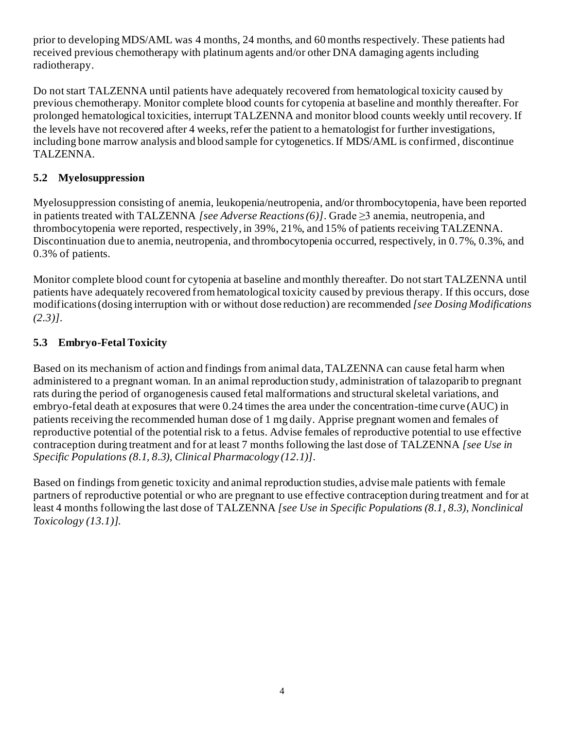prior to developing MDS/AML was 4 months, 24 months, and 60 months respectively. These patients had received previous chemotherapy with platinum agents and/or other DNA damaging agents including radiotherapy.

Do not start TALZENNA until patients have adequately recovered from hematological toxicity caused by previous chemotherapy. Monitor complete blood counts for cytopenia at baseline and monthly thereafter. For prolonged hematological toxicities, interrupt TALZENNA and monitor blood counts weekly until recovery. If the levels have not recovered after 4 weeks, refer the patient to a hematologist for further investigations, including bone marrow analysis and blood sample for cytogenetics. If MDS/AML is confirmed, discontinue TALZENNA.

### 5.2 Myelosuppression

Myelosuppression consisting of anemia, leukopenia/neutropenia, and/or thrombocytopenia, have been reported in patients treated with TALZENNA *[see Adverse Reactions (6)]*. Grade ≥3 anemia, neutropenia, and thrombocytopenia were reported, respectively, in 39%, 21%, and 15% of patients receiving TALZENNA. Discontinuation due to anemia, neutropenia, and thrombocytopenia occurred, respectively, in 0.7%, 0.3%, and 0.3% of patients.

Monitor complete blood count for cytopenia at baseline and monthly thereafter. Do not start TALZENNA until patients have adequately recovered from hematological toxicity caused by previous therapy. If this occurs, dose modifications (dosing interruption with or without dose reduction) are recommended *[see Dosing Modifications (2.3)]*.

### 5.3 Embryo-Fetal Toxicity

Based on its mechanism of action and findings from animal data, TALZENNA can cause fetal harm when administered to a pregnant woman. In an animal reproduction study, administration of talazoparib to pregnant rats during the period of organogenesis caused fetal malformations and structural skeletal variations, and embryo-fetal death at exposures that were 0.24 times the area under the concentration-time curve (AUC) in patients receiving the recommended human dose of 1 mg daily. Apprise pregnant women and females of reproductive potential of the potential risk to a fetus. Advise females of reproductive potential to use effective contraception during treatment and for at least 7 months following the last dose of TALZENNA *[see Use in Specific Populations (8.1, 8.3), Clinical Pharmacology (12.1)]*.

Based on findings from genetic toxicity and animal reproduction studies, advise male patients with female partners of reproductive potential or who are pregnant to use effective contraception during treatment and for at least 4 months following the last dose of TALZENNA *[see Use in Specific Populations (8.1, 8.3), Nonclinical Toxicology (13.1)].*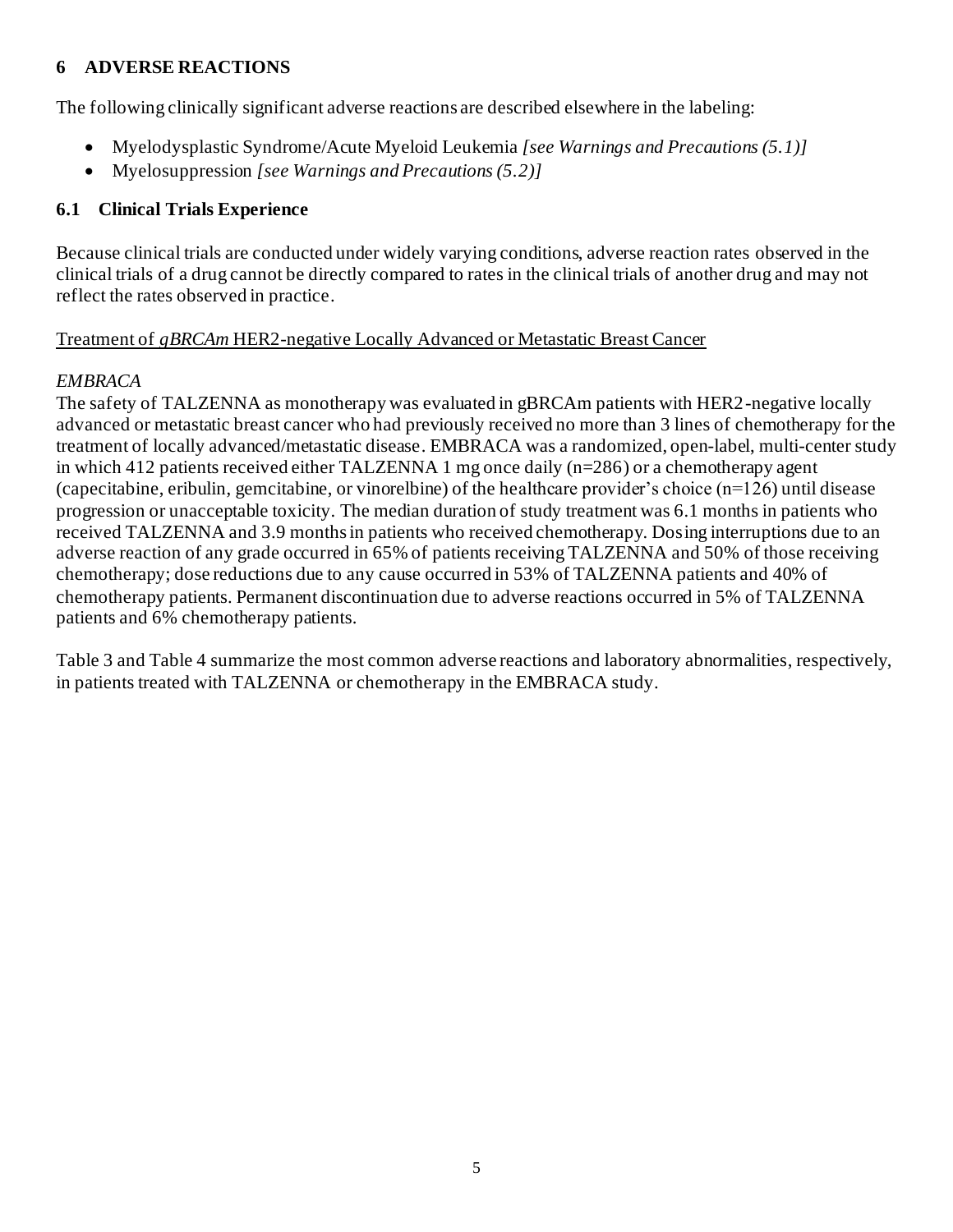## 6 ADVERSE REACTIONS

The following clinically significant adverse reactions are described elsewhere in the labeling:

- Myelodysplastic Syndrome/Acute Myeloid Leukemia *[see Warnings and Precautions (5.1)]*
- Myelosuppression *[see Warnings and Precautions (5.2)]*

### 6.1 Clinical Trials Experience

Because clinical trials are conducted under widely varying conditions, adverse reaction rates observed in the clinical trials of a drug cannot be directly compared to rates in the clinical trials of another drug and may not reflect the rates observed in practice.

Treatment of *gBRCAm* HER2-negative Locally Advanced or Metastatic Breast Cancer

*EMBRACA*

The safety of TALZENNA as monotherapy was evaluated in gBRCAm patients with HER2-negative locally advanced or metastatic breast cancer who had previously received no more than 3 lines of chemotherapy for the treatment of locally advanced/metastatic disease. EMBRACA was a randomized, open-label, multi-center study in which 412 patients received either TALZENNA 1 mg once daily (n=286) or a chemotherapy agent (capecitabine, eribulin, gemcitabine, or vinorelbine) of the healthcare provider's choice (n=126) until disease progression or unacceptable toxicity. The median duration of study treatment was 6.1 months in patients who received TALZENNA and 3.9 months in patients who received chemotherapy. Dosing interruptions due to an adverse reaction of any grade occurred in 65% of patients receiving TALZENNA and 50% of those receiving chemotherapy; dose reductions due to any cause occurred in 53% of TALZENNA patients and 40% of chemotherapy patients. Permanent discontinuation due to adverse reactions occurred in 5% of TALZENNA patients and 6% chemotherapy patients.

Table 3 and Table 4 summarize the most common adverse reactions and laboratory abnormalities, respectively, in patients treated with TALZENNA or chemotherapy in the EMBRACA study.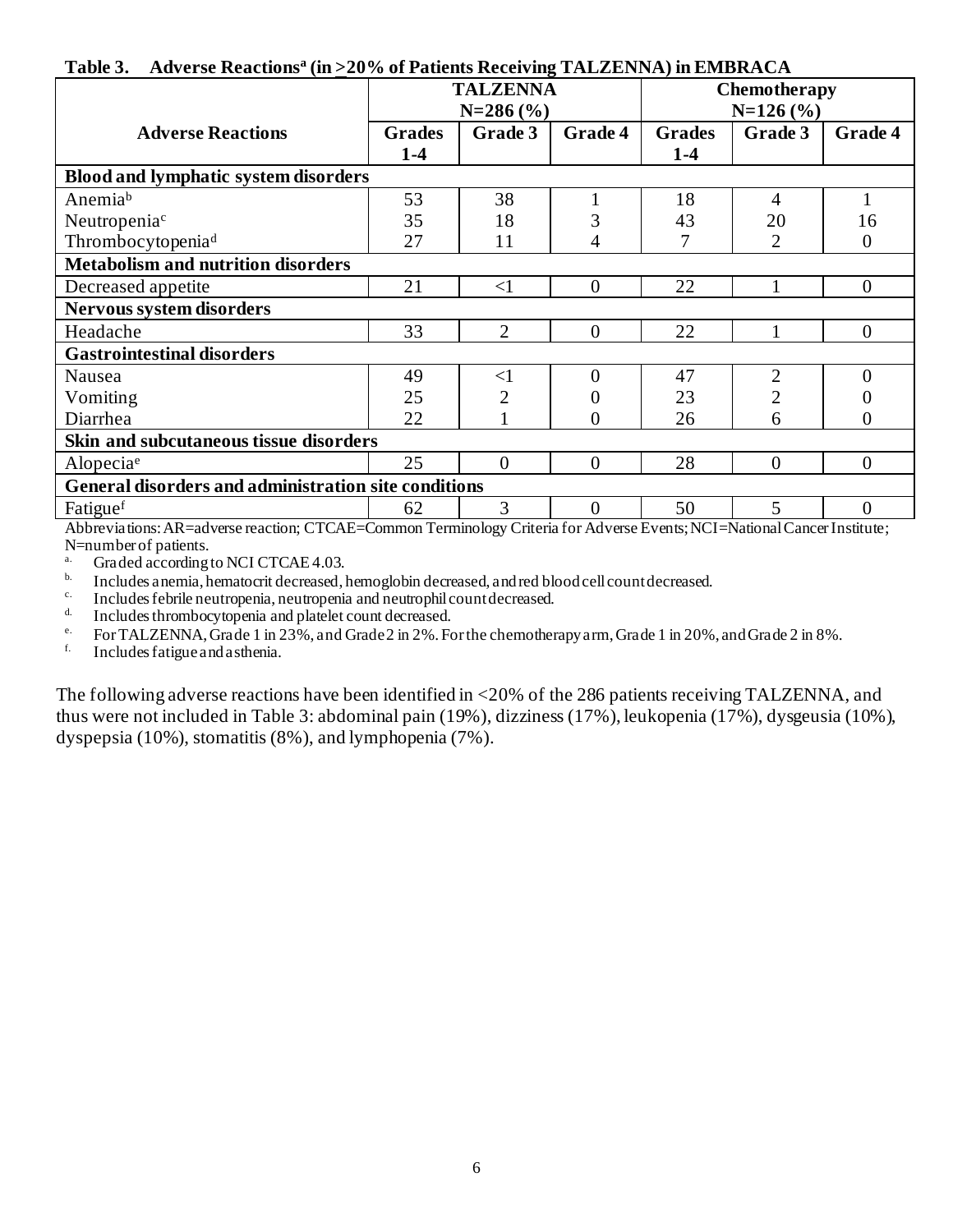**Table 3. Adverse Reactions[a] (in ≥20% of Patients Receiving TALZENNA) in EMBRACA**

| Adverse Reactions | TALZENNA N=286 (%) | | | Chemotherapy N=126 (%) | | |
|---|---|---|---|---|---|---|
| | Grades 1-4 | Grade 3 | Grade 4 | Grades 1-4 | Grade 3 | Grade 4 |
| **Blood and lymphatic system disorders** | | | | | | |
| Anemia[b] | 53 | 38 | 1 | 18 | 4 | 1 |
| Neutropenia[c] | 35 | 18 | 3 | 43 | 20 | 16 |
| Thrombocytopenia[d] | 27 | 11 | 4 | 7 | 2 | 0 |
| **Metabolism and nutrition disorders** | | | | | | |
| Decreased appetite | 21 | <1 | 0 | 22 | 1 | 0 |
| **Nervous system disorders** | | | | | | |
| Headache | 33 | 2 | 0 | 22 | 1 | 0 |
| **Gastrointestinal disorders** | | | | | | |
| Nausea | 49 | <1 | 0 | 47 | 2 | 0 |
| Vomiting | 25 | 2 | 0 | 23 | 2 | 0 |
| Diarrhea | 22 | 1 | 0 | 26 | 6 | 0 |
| **Skin and subcutaneous tissue disorders** | | | | | | |
| Alopecia[e] | 25 | 0 | 0 | 28 | 0 | 0 |
| **General disorders and administration site conditions** | | | | | | |
| Fatigue[f] | 62 | 3 | 0 | 50 | 5 | 0 |

Abbreviations: AR=adverse reaction; CTCAE=Common Terminology Criteria for Adverse Events; NCI=National Cancer Institute; N=number of patients.

a. Graded according to NCI CTCAE 4.03.
b. Includes anemia, hematocrit decreased, hemoglobin decreased, and red blood cell count decreased.
c. Includes febrile neutropenia, neutropenia and neutrophil count decreased.
d. Includes thrombocytopenia and platelet count decreased.
e. For TALZENNA, Grade 1 in 23%, and Grade 2 in 2%. For the chemotherapy arm, Grade 1 in 20%, and Grade 2 in 8%.
f. Includes fatigue and asthenia.

The following adverse reactions have been identified in <20% of the 286 patients receiving TALZENNA, and thus were not included in Table 3: abdominal pain (19%), dizziness (17%), leukopenia (17%), dysgeusia (10%), dyspepsia (10%), stomatitis (8%), and lymphopenia (7%).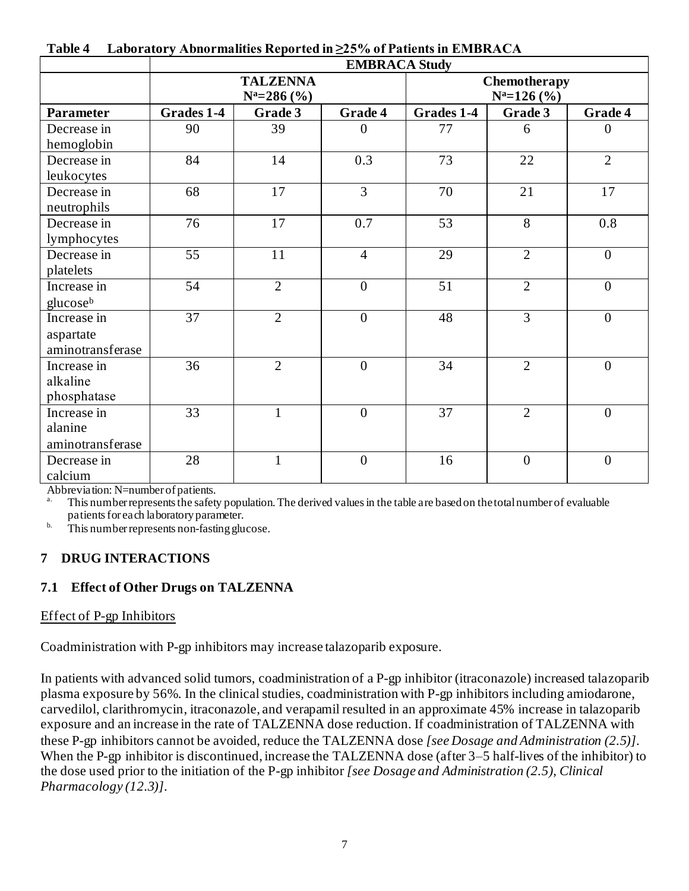**Table 4 Laboratory Abnormalities Reported in ≥25% of Patients in EMBRACA**

| | EMBRACA Study | | | | | |
|---|---|---|---|---|---|---|
| | TALZENNA N[a]=286 (%) | | | Chemotherapy N[a]=126 (%) | | |
| **Parameter** | **Grades 1-4** | **Grade 3** | **Grade 4** | **Grades 1-4** | **Grade 3** | **Grade 4** |
| Decrease in hemoglobin | 90 | 39 | 0 | 77 | 6 | 0 |
| Decrease in leukocytes | 84 | 14 | 0.3 | 73 | 22 | 2 |
| Decrease in neutrophils | 68 | 17 | 3 | 70 | 21 | 17 |
| Decrease in lymphocytes | 76 | 17 | 0.7 | 53 | 8 | 0.8 |
| Decrease in platelets | 55 | 11 | 4 | 29 | 2 | 0 |
| Increase in glucose[b] | 54 | 2 | 0 | 51 | 2 | 0 |
| Increase in aspartate aminotransferase | 37 | 2 | 0 | 48 | 3 | 0 |
| Increase in alkaline phosphatase | 36 | 2 | 0 | 34 | 2 | 0 |
| Increase in alanine aminotransferase | 33 | 1 | 0 | 37 | 2 | 0 |
| Decrease in calcium | 28 | 1 | 0 | 16 | 0 | 0 |

Abbreviation: N=number of patients.

a. This number represents the safety population. The derived values in the table are based on the total number of evaluable patients for each laboratory parameter.

b. This number represents non-fasting glucose.

## 7 DRUG INTERACTIONS

### 7.1 Effect of Other Drugs on TALZENNA

Effect of P-gp Inhibitors

Coadministration with P-gp inhibitors may increase talazoparib exposure.

In patients with advanced solid tumors, coadministration of a P-gp inhibitor (itraconazole) increased talazoparib plasma exposure by 56%. In the clinical studies, coadministration with P-gp inhibitors including amiodarone, carvedilol, clarithromycin, itraconazole, and verapamil resulted in an approximate 45% increase in talazoparib exposure and an increase in the rate of TALZENNA dose reduction. If coadministration of TALZENNA with these P-gp inhibitors cannot be avoided, reduce the TALZENNA dose *[see Dosage and Administration (2.5)]*. When the P-gp inhibitor is discontinued, increase the TALZENNA dose (after 3–5 half-lives of the inhibitor) to the dose used prior to the initiation of the P-gp inhibitor *[see Dosage and Administration (2.5), Clinical Pharmacology (12.3)]*.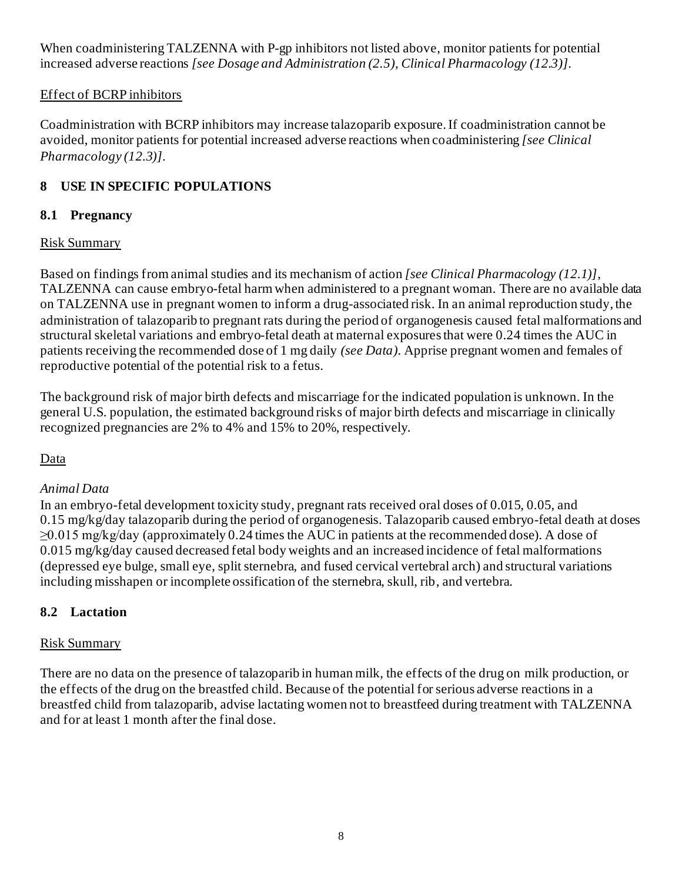When coadministering TALZENNA with P-gp inhibitors not listed above, monitor patients for potential increased adverse reactions *[see Dosage and Administration (2.5), Clinical Pharmacology (12.3)]*.

Effect of BCRP inhibitors

Coadministration with BCRP inhibitors may increase talazoparib exposure. If coadministration cannot be avoided, monitor patients for potential increased adverse reactions when coadministering *[see Clinical Pharmacology (12.3)]*.

## 8 USE IN SPECIFIC POPULATIONS

### 8.1 Pregnancy

Risk Summary

Based on findings from animal studies and its mechanism of action *[see Clinical Pharmacology (12.1)]*, TALZENNA can cause embryo-fetal harm when administered to a pregnant woman. There are no available data on TALZENNA use in pregnant women to inform a drug-associated risk. In an animal reproduction study, the administration of talazoparib to pregnant rats during the period of organogenesis caused fetal malformations and structural skeletal variations and embryo-fetal death at maternal exposures that were 0.24 times the AUC in patients receiving the recommended dose of 1 mg daily *(see Data)*. Apprise pregnant women and females of reproductive potential of the potential risk to a fetus.

The background risk of major birth defects and miscarriage for the indicated population is unknown. In the general U.S. population, the estimated background risks of major birth defects and miscarriage in clinically recognized pregnancies are 2% to 4% and 15% to 20%, respectively.

Data

*Animal Data*

In an embryo-fetal development toxicity study, pregnant rats received oral doses of 0.015, 0.05, and 0.15 mg/kg/day talazoparib during the period of organogenesis. Talazoparib caused embryo-fetal death at doses ≥0.015 mg/kg/day (approximately 0.24 times the AUC in patients at the recommended dose). A dose of 0.015 mg/kg/day caused decreased fetal body weights and an increased incidence of fetal malformations (depressed eye bulge, small eye, split sternebra, and fused cervical vertebral arch) and structural variations including misshapen or incomplete ossification of the sternebra, skull, rib, and vertebra.

### 8.2 Lactation

Risk Summary

There are no data on the presence of talazoparib in human milk, the effects of the drug on milk production, or the effects of the drug on the breastfed child. Because of the potential for serious adverse reactions in a breastfed child from talazoparib, advise lactating women not to breastfeed during treatment with TALZENNA and for at least 1 month after the final dose.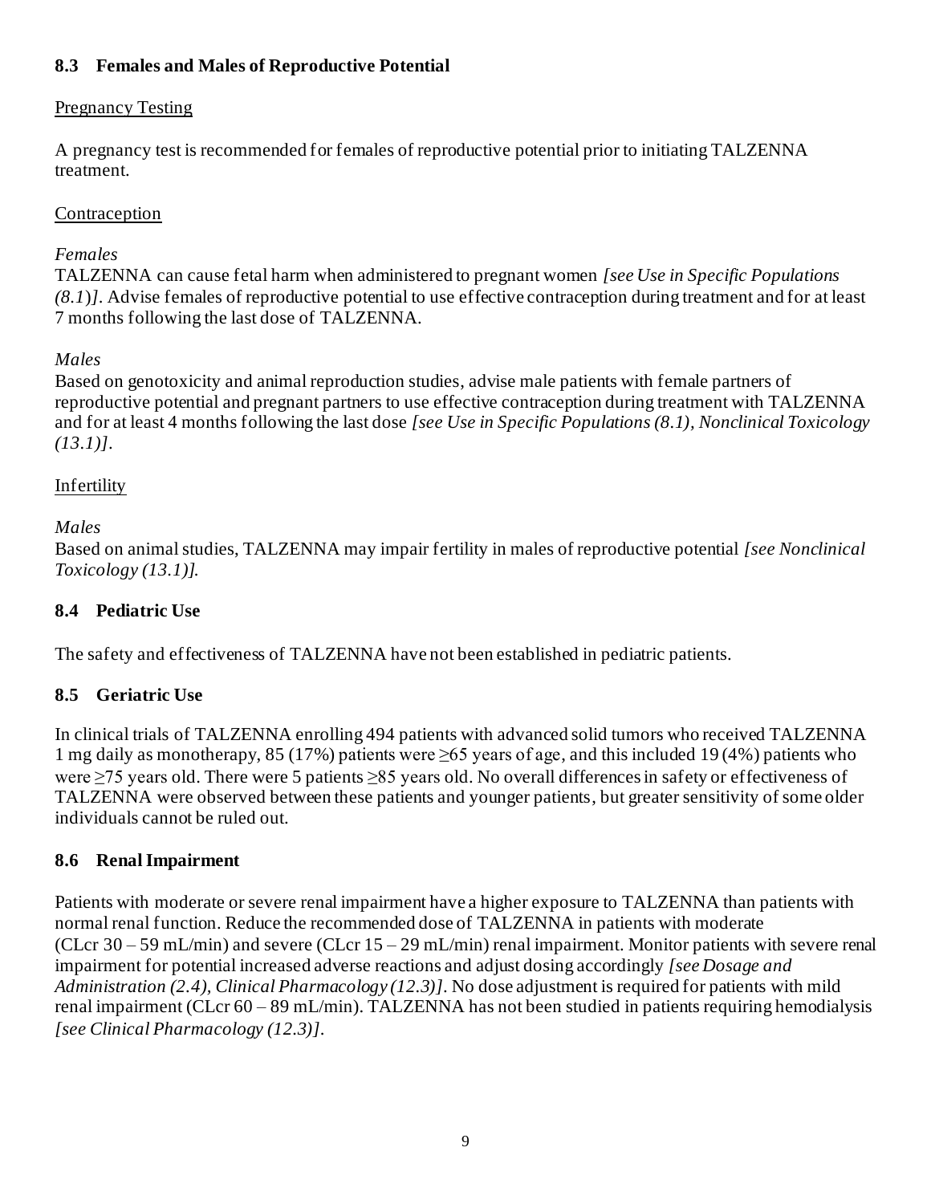### 8.3 Females and Males of Reproductive Potential

Pregnancy Testing

A pregnancy test is recommended for females of reproductive potential prior to initiating TALZENNA treatment.

Contraception

*Females*

TALZENNA can cause fetal harm when administered to pregnant women *[see Use in Specific Populations (8.1)]*. Advise females of reproductive potential to use effective contraception during treatment and for at least 7 months following the last dose of TALZENNA.

*Males*

Based on genotoxicity and animal reproduction studies, advise male patients with female partners of reproductive potential and pregnant partners to use effective contraception during treatment with TALZENNA and for at least 4 months following the last dose *[see Use in Specific Populations (8.1), Nonclinical Toxicology (13.1)]*.

Infertility

*Males*

Based on animal studies, TALZENNA may impair fertility in males of reproductive potential *[see Nonclinical Toxicology (13.1)].*

### 8.4 Pediatric Use

The safety and effectiveness of TALZENNA have not been established in pediatric patients.

### 8.5 Geriatric Use

In clinical trials of TALZENNA enrolling 494 patients with advanced solid tumors who received TALZENNA 1 mg daily as monotherapy, 85 (17%) patients were ≥65 years of age, and this included 19 (4%) patients who were ≥75 years old. There were 5 patients ≥85 years old. No overall differences in safety or effectiveness of TALZENNA were observed between these patients and younger patients, but greater sensitivity of some older individuals cannot be ruled out.

### 8.6 Renal Impairment

Patients with moderate or severe renal impairment have a higher exposure to TALZENNA than patients with normal renal function. Reduce the recommended dose of TALZENNA in patients with moderate (CLcr 30 – 59 mL/min) and severe (CLcr 15 – 29 mL/min) renal impairment. Monitor patients with severe renal impairment for potential increased adverse reactions and adjust dosing accordingly *[see Dosage and Administration (2.4), Clinical Pharmacology (12.3)]*. No dose adjustment is required for patients with mild renal impairment (CLcr 60 – 89 mL/min). TALZENNA has not been studied in patients requiring hemodialysis *[see Clinical Pharmacology (12.3)]*.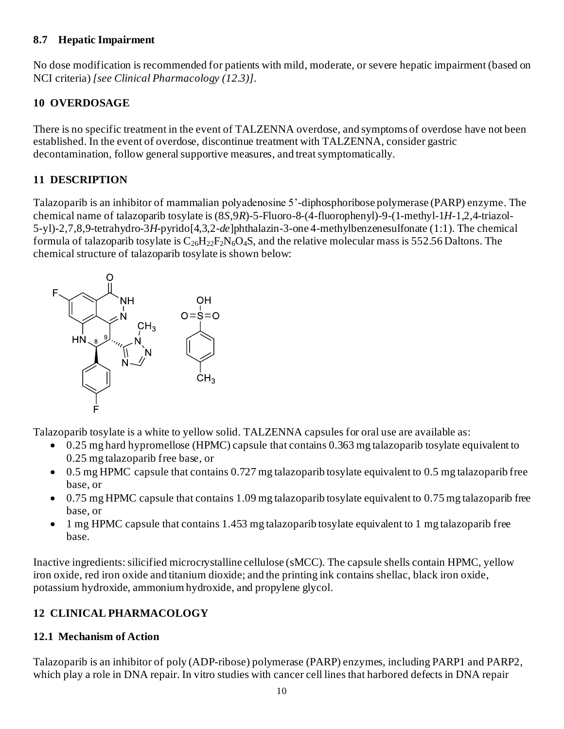## 8.7 Hepatic Impairment

No dose modification is recommended for patients with mild, moderate, or severe hepatic impairment (based on NCI criteria) *[see Clinical Pharmacology (12.3)]*.

## 10 OVERDOSAGE

There is no specific treatment in the event of TALZENNA overdose, and symptoms of overdose have not been established. In the event of overdose, discontinue treatment with TALZENNA, consider gastric decontamination, follow general supportive measures, and treat symptomatically.

## 11 DESCRIPTION

Talazoparib is an inhibitor of mammalian polyadenosine 5'-diphosphoribose polymerase (PARP) enzyme. The chemical name of talazoparib tosylate is (8*S*,9*R*)-5-Fluoro-8-(4-fluorophenyl)-9-(1-methyl-1*H*-1,2,4-triazol-5-yl)-2,7,8,9-tetrahydro-3*H*-pyrido[4,3,2-*de*]phthalazin-3-one 4-methylbenzenesulfonate (1:1). The chemical formula of talazoparib tosylate is $C_{26}H_{22}F_2N_6O_4S$, and the relative molecular mass is 552.56 Daltons. The chemical structure of talazoparib tosylate is shown below:

Talazoparib tosylate is a white to yellow solid. TALZENNA capsules for oral use are available as:

- 0.25 mg hard hypromellose (HPMC) capsule that contains 0.363 mg talazoparib tosylate equivalent to 0.25 mg talazoparib free base, or
- 0.5 mg HPMC capsule that contains 0.727 mg talazoparib tosylate equivalent to 0.5 mg talazoparib free base, or
- 0.75 mg HPMC capsule that contains 1.09 mg talazoparib tosylate equivalent to 0.75 mg talazoparib free base, or
- 1 mg HPMC capsule that contains 1.453 mg talazoparib tosylate equivalent to 1 mg talazoparib free base.

Inactive ingredients: silicified microcrystalline cellulose (sMCC). The capsule shells contain HPMC, yellow iron oxide, red iron oxide and titanium dioxide; and the printing ink contains shellac, black iron oxide, potassium hydroxide, ammonium hydroxide, and propylene glycol.

## 12 CLINICAL PHARMACOLOGY

### 12.1 Mechanism of Action

Talazoparib is an inhibitor of poly (ADP-ribose) polymerase (PARP) enzymes, including PARP1 and PARP2, which play a role in DNA repair. In vitro studies with cancer cell lines that harbored defects in DNA repair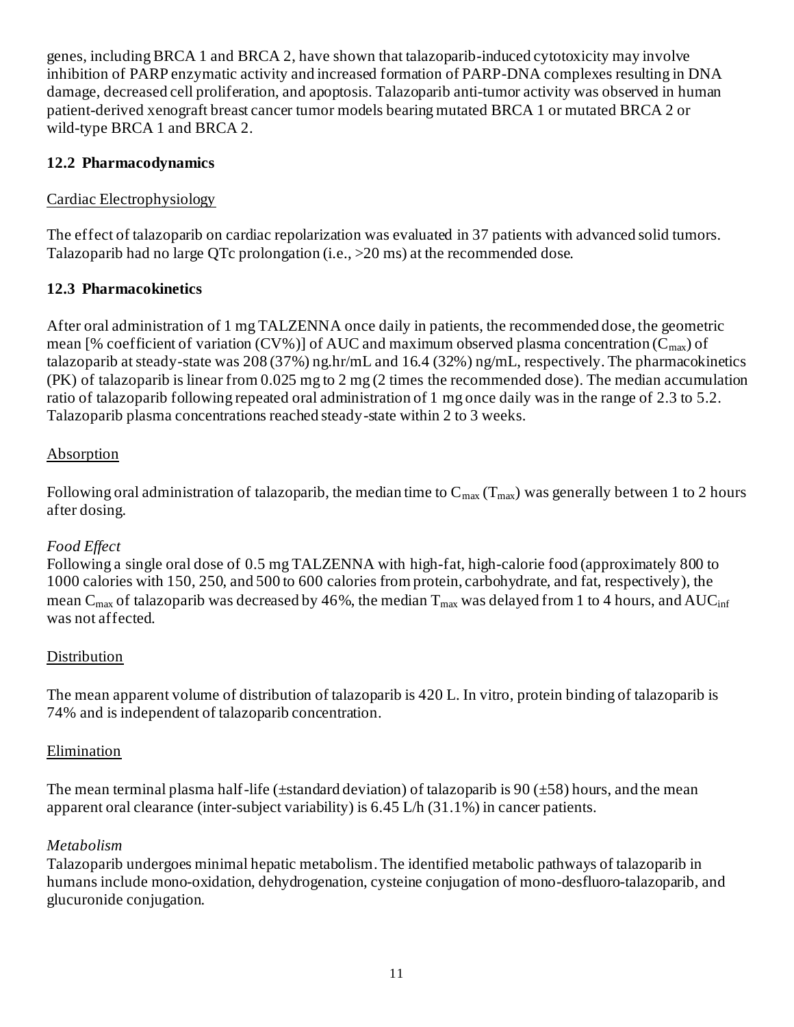genes, including BRCA 1 and BRCA 2, have shown that talazoparib-induced cytotoxicity may involve inhibition of PARP enzymatic activity and increased formation of PARP-DNA complexes resulting in DNA damage, decreased cell proliferation, and apoptosis. Talazoparib anti-tumor activity was observed in human patient-derived xenograft breast cancer tumor models bearing mutated BRCA 1 or mutated BRCA 2 or wild-type BRCA 1 and BRCA 2.

### 12.2 Pharmacodynamics

Cardiac Electrophysiology

The effect of talazoparib on cardiac repolarization was evaluated in 37 patients with advanced solid tumors. Talazoparib had no large QTc prolongation (i.e., >20 ms) at the recommended dose.

### 12.3 Pharmacokinetics

After oral administration of 1 mg TALZENNA once daily in patients, the recommended dose, the geometric mean [% coefficient of variation (CV%)] of AUC and maximum observed plasma concentration ($C_{max}$) of talazoparib at steady-state was 208 (37%) ng.hr/mL and 16.4 (32%) ng/mL, respectively. The pharmacokinetics (PK) of talazoparib is linear from 0.025 mg to 2 mg (2 times the recommended dose). The median accumulation ratio of talazoparib following repeated oral administration of 1 mg once daily was in the range of 2.3 to 5.2. Talazoparib plasma concentrations reached steady-state within 2 to 3 weeks.

Absorption

Following oral administration of talazoparib, the median time to $C_{max}$ ($T_{max}$) was generally between 1 to 2 hours after dosing.

*Food Effect*
Following a single oral dose of 0.5 mg TALZENNA with high-fat, high-calorie food (approximately 800 to 1000 calories with 150, 250, and 500 to 600 calories from protein, carbohydrate, and fat, respectively), the mean $C_{max}$ of talazoparib was decreased by 46%, the median $T_{max}$ was delayed from 1 to 4 hours, and $AUC_{inf}$ was not affected.

Distribution

The mean apparent volume of distribution of talazoparib is 420 L. In vitro, protein binding of talazoparib is 74% and is independent of talazoparib concentration.

Elimination

The mean terminal plasma half-life (±standard deviation) of talazoparib is 90 (±58) hours, and the mean apparent oral clearance (inter-subject variability) is 6.45 L/h (31.1%) in cancer patients.

*Metabolism*
Talazoparib undergoes minimal hepatic metabolism. The identified metabolic pathways of talazoparib in humans include mono-oxidation, dehydrogenation, cysteine conjugation of mono-desfluoro-talazoparib, and glucuronide conjugation.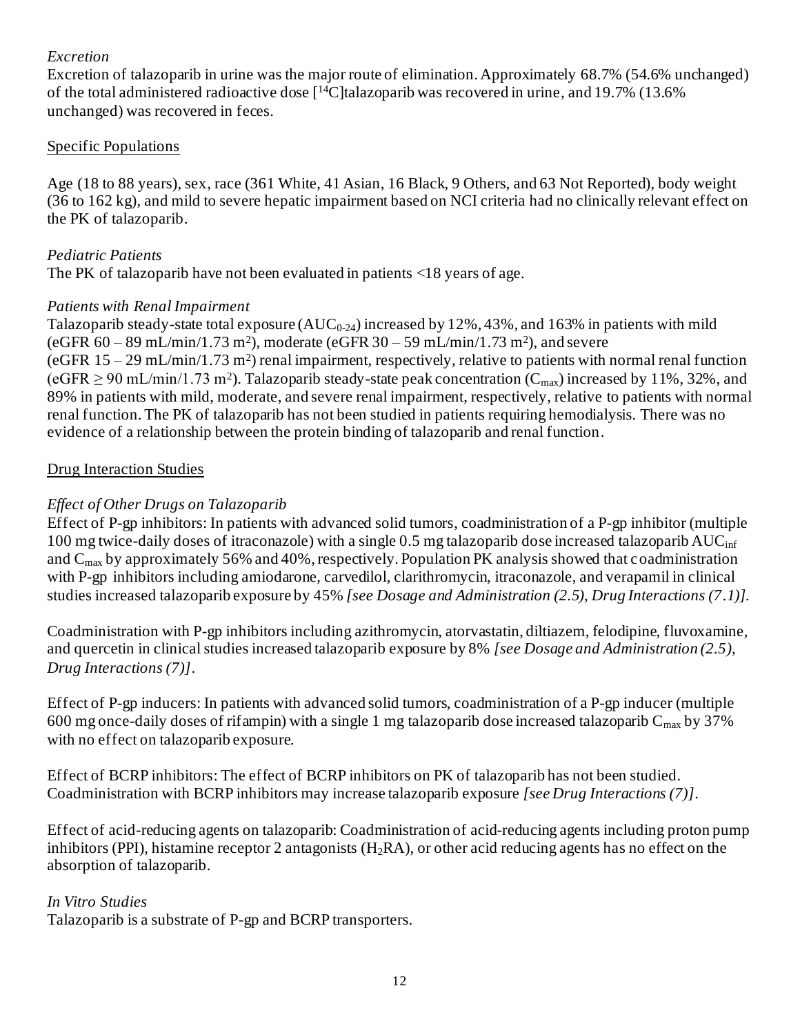*Excretion*

Excretion of talazoparib in urine was the major route of elimination. Approximately 68.7% (54.6% unchanged) of the total administered radioactive dose [$^{14}$C]talazoparib was recovered in urine, and 19.7% (13.6% unchanged) was recovered in feces.

Specific Populations

Age (18 to 88 years), sex, race (361 White, 41 Asian, 16 Black, 9 Others, and 63 Not Reported), body weight (36 to 162 kg), and mild to severe hepatic impairment based on NCI criteria had no clinically relevant effect on the PK of talazoparib.

*Pediatric Patients*

The PK of talazoparib have not been evaluated in patients <18 years of age.

*Patients with Renal Impairment*

Talazoparib steady-state total exposure ($AUC_{0-24}$) increased by 12%, 43%, and 163% in patients with mild (eGFR 60 – 89 mL/min/1.73 m$^2$), moderate (eGFR 30 – 59 mL/min/1.73 m$^2$), and severe (eGFR 15 – 29 mL/min/1.73 m$^2$) renal impairment, respectively, relative to patients with normal renal function (eGFR ≥ 90 mL/min/1.73 m$^2$). Talazoparib steady-state peak concentration ($C_{max}$) increased by 11%, 32%, and 89% in patients with mild, moderate, and severe renal impairment, respectively, relative to patients with normal renal function. The PK of talazoparib has not been studied in patients requiring hemodialysis. There was no evidence of a relationship between the protein binding of talazoparib and renal function.

Drug Interaction Studies

*Effect of Other Drugs on Talazoparib*

Effect of P-gp inhibitors: In patients with advanced solid tumors, coadministration of a P-gp inhibitor (multiple 100 mg twice-daily doses of itraconazole) with a single 0.5 mg talazoparib dose increased talazoparib $AUC_{inf}$ and $C_{max}$ by approximately 56% and 40%, respectively. Population PK analysis showed that coadministration with P-gp inhibitors including amiodarone, carvedilol, clarithromycin, itraconazole, and verapamil in clinical studies increased talazoparib exposure by 45% *[see Dosage and Administration (2.5), Drug Interactions (7.1)]*.

Coadministration with P-gp inhibitors including azithromycin, atorvastatin, diltiazem, felodipine, fluvoxamine, and quercetin in clinical studies increased talazoparib exposure by 8% *[see Dosage and Administration (2.5), Drug Interactions (7)]*.

Effect of P-gp inducers: In patients with advanced solid tumors, coadministration of a P-gp inducer (multiple 600 mg once-daily doses of rifampin) with a single 1 mg talazoparib dose increased talazoparib $C_{max}$ by 37% with no effect on talazoparib exposure.

Effect of BCRP inhibitors: The effect of BCRP inhibitors on PK of talazoparib has not been studied. Coadministration with BCRP inhibitors may increase talazoparib exposure *[see Drug Interactions (7)]*.

Effect of acid-reducing agents on talazoparib: Coadministration of acid-reducing agents including proton pump inhibitors (PPI), histamine receptor 2 antagonists ($H_2$RA), or other acid reducing agents has no effect on the absorption of talazoparib.

*In Vitro Studies*

Talazoparib is a substrate of P-gp and BCRP transporters.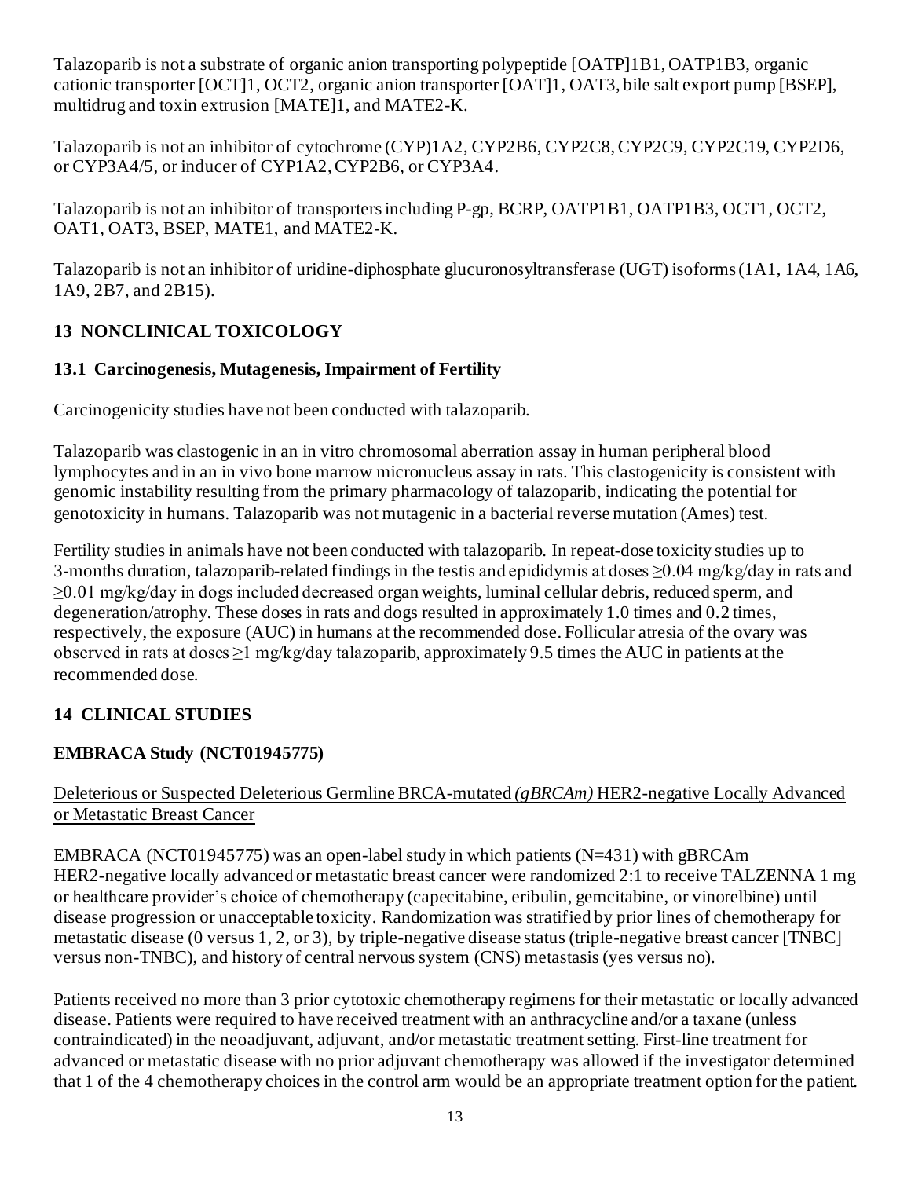Talazoparib is not a substrate of organic anion transporting polypeptide [OATP]1B1, OATP1B3, organic cationic transporter [OCT]1, OCT2, organic anion transporter [OAT]1, OAT3, bile salt export pump [BSEP], multidrug and toxin extrusion [MATE]1, and MATE2-K.

Talazoparib is not an inhibitor of cytochrome (CYP)1A2, CYP2B6, CYP2C8, CYP2C9, CYP2C19, CYP2D6, or CYP3A4/5, or inducer of CYP1A2, CYP2B6, or CYP3A4.

Talazoparib is not an inhibitor of transporters including P-gp, BCRP, OATP1B1, OATP1B3, OCT1, OCT2, OAT1, OAT3, BSEP, MATE1, and MATE2-K.

Talazoparib is not an inhibitor of uridine-diphosphate glucuronosyltransferase (UGT) isoforms (1A1, 1A4, 1A6, 1A9, 2B7, and 2B15).

## 13 NONCLINICAL TOXICOLOGY

### 13.1 Carcinogenesis, Mutagenesis, Impairment of Fertility

Carcinogenicity studies have not been conducted with talazoparib.

Talazoparib was clastogenic in an in vitro chromosomal aberration assay in human peripheral blood lymphocytes and in an in vivo bone marrow micronucleus assay in rats. This clastogenicity is consistent with genomic instability resulting from the primary pharmacology of talazoparib, indicating the potential for genotoxicity in humans. Talazoparib was not mutagenic in a bacterial reverse mutation (Ames) test.

Fertility studies in animals have not been conducted with talazoparib. In repeat-dose toxicity studies up to 3-months duration, talazoparib-related findings in the testis and epididymis at doses ≥0.04 mg/kg/day in rats and ≥0.01 mg/kg/day in dogs included decreased organ weights, luminal cellular debris, reduced sperm, and degeneration/atrophy. These doses in rats and dogs resulted in approximately 1.0 times and 0.2 times, respectively, the exposure (AUC) in humans at the recommended dose. Follicular atresia of the ovary was observed in rats at doses ≥1 mg/kg/day talazoparib, approximately 9.5 times the AUC in patients at the recommended dose.

## 14 CLINICAL STUDIES

### EMBRACA Study (NCT01945775)

Deleterious or Suspected Deleterious Germline BRCA-mutated *(gBRCAm)* HER2-negative Locally Advanced or Metastatic Breast Cancer

EMBRACA (NCT01945775) was an open-label study in which patients (N=431) with gBRCAm HER2-negative locally advanced or metastatic breast cancer were randomized 2:1 to receive TALZENNA 1 mg or healthcare provider's choice of chemotherapy (capecitabine, eribulin, gemcitabine, or vinorelbine) until disease progression or unacceptable toxicity. Randomization was stratified by prior lines of chemotherapy for metastatic disease (0 versus 1, 2, or 3), by triple-negative disease status (triple-negative breast cancer [TNBC] versus non-TNBC), and history of central nervous system (CNS) metastasis (yes versus no).

Patients received no more than 3 prior cytotoxic chemotherapy regimens for their metastatic or locally advanced disease. Patients were required to have received treatment with an anthracycline and/or a taxane (unless contraindicated) in the neoadjuvant, adjuvant, and/or metastatic treatment setting. First-line treatment for advanced or metastatic disease with no prior adjuvant chemotherapy was allowed if the investigator determined that 1 of the 4 chemotherapy choices in the control arm would be an appropriate treatment option for the patient.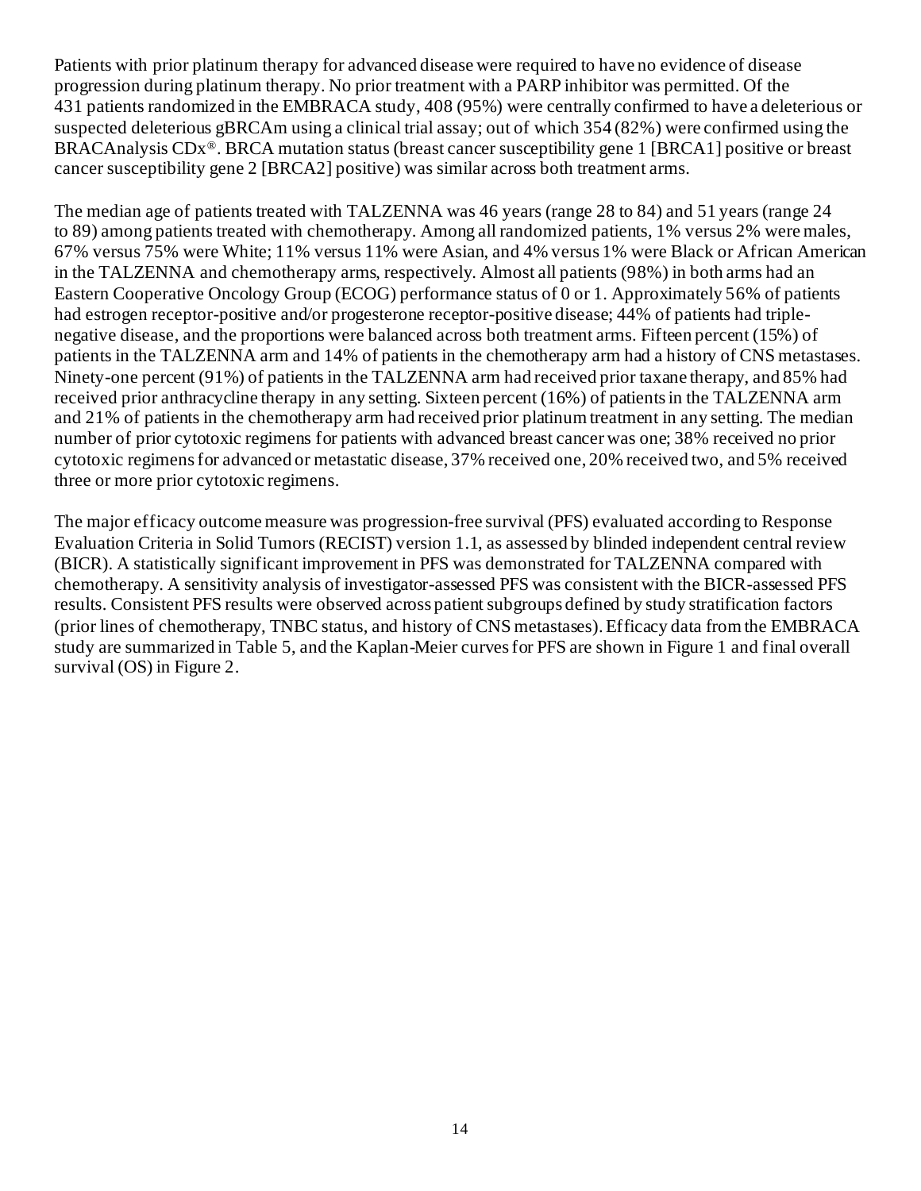Patients with prior platinum therapy for advanced disease were required to have no evidence of disease progression during platinum therapy. No prior treatment with a PARP inhibitor was permitted. Of the 431 patients randomized in the EMBRACA study, 408 (95%) were centrally confirmed to have a deleterious or suspected deleterious gBRCAm using a clinical trial assay; out of which 354 (82%) were confirmed using the BRACAnalysis CDx®. BRCA mutation status (breast cancer susceptibility gene 1 [BRCA1] positive or breast cancer susceptibility gene 2 [BRCA2] positive) was similar across both treatment arms.

The median age of patients treated with TALZENNA was 46 years (range 28 to 84) and 51 years (range 24 to 89) among patients treated with chemotherapy. Among all randomized patients, 1% versus 2% were males, 67% versus 75% were White; 11% versus 11% were Asian, and 4% versus 1% were Black or African American in the TALZENNA and chemotherapy arms, respectively. Almost all patients (98%) in both arms had an Eastern Cooperative Oncology Group (ECOG) performance status of 0 or 1. Approximately 56% of patients had estrogen receptor-positive and/or progesterone receptor-positive disease; 44% of patients had triple-negative disease, and the proportions were balanced across both treatment arms. Fifteen percent (15%) of patients in the TALZENNA arm and 14% of patients in the chemotherapy arm had a history of CNS metastases. Ninety-one percent (91%) of patients in the TALZENNA arm had received prior taxane therapy, and 85% had received prior anthracycline therapy in any setting. Sixteen percent (16%) of patients in the TALZENNA arm and 21% of patients in the chemotherapy arm had received prior platinum treatment in any setting. The median number of prior cytotoxic regimens for patients with advanced breast cancer was one; 38% received no prior cytotoxic regimens for advanced or metastatic disease, 37% received one, 20% received two, and 5% received three or more prior cytotoxic regimens.

The major efficacy outcome measure was progression-free survival (PFS) evaluated according to Response Evaluation Criteria in Solid Tumors (RECIST) version 1.1, as assessed by blinded independent central review (BICR). A statistically significant improvement in PFS was demonstrated for TALZENNA compared with chemotherapy. A sensitivity analysis of investigator-assessed PFS was consistent with the BICR-assessed PFS results. Consistent PFS results were observed across patient subgroups defined by study stratification factors (prior lines of chemotherapy, TNBC status, and history of CNS metastases). Efficacy data from the EMBRACA study are summarized in Table 5, and the Kaplan-Meier curves for PFS are shown in Figure 1 and final overall survival (OS) in Figure 2.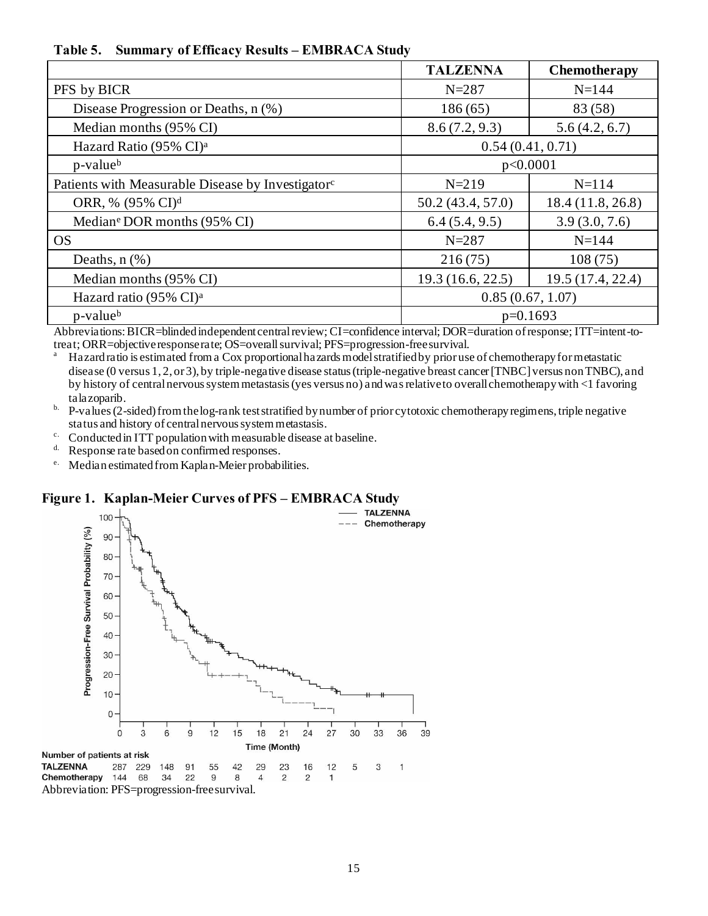**Table 5. Summary of Efficacy Results – EMBRACA Study**

| | TALZENNA | Chemotherapy |
|---|---|---|
| PFS by BICR | N=287 | N=144 |
| Disease Progression or Deaths, n (%) | 186 (65) | 83 (58) |
| Median months (95% CI) | 8.6 (7.2, 9.3) | 5.6 (4.2, 6.7) |
| Hazard Ratio (95% CI)[a] | 0.54 (0.41, 0.71) | |
| p-value[b] | p<0.0001 | |
| Patients with Measurable Disease by Investigator[c] | N=219 | N=114 |
| ORR, % (95% CI)[d] | 50.2 (43.4, 57.0) | 18.4 (11.8, 26.8) |
| Median[e] DOR months (95% CI) | 6.4 (5.4, 9.5) | 3.9 (3.0, 7.6) |
| OS | N=287 | N=144 |
| Deaths, n (%) | 216 (75) | 108 (75) |
| Median months (95% CI) | 19.3 (16.6, 22.5) | 19.5 (17.4, 22.4) |
| Hazard ratio (95% CI)[a] | 0.85 (0.67, 1.07) | |
| p-value[b] | p=0.1693 | |

Abbreviations: BICR=blinded independent central review; CI=confidence interval; DOR=duration of response; ITT=intent-to-treat; ORR=objective response rate; OS=overall survival; PFS=progression-free survival.

a. Hazard ratio is estimated from a Cox proportional hazards model stratified by prior use of chemotherapy for metastatic disease (0 versus 1, 2, or 3), by triple-negative disease status (triple-negative breast cancer [TNBC] versus non TNBC), and by history of central nervous system metastasis (yes versus no) and was relative to overall chemotherapy with <1 favoring talazoparib.

b. P-values (2-sided) from the log-rank test stratified by number of prior cytotoxic chemotherapy regimens, triple negative status and history of central nervous system metastasis.

c. Conducted in ITT population with measurable disease at baseline.

d. Response rate based on confirmed responses.

e. Median estimated from Kaplan-Meier probabilities.

**Figure 1. Kaplan-Meier Curves of PFS – EMBRACA Study**

Number of patients at risk

| Time (Month) | 0 | 3 | 6 | 9 | 12 | 15 | 18 | 21 | 24 | 27 | 30 | 33 | 36 |
|---|---|---|---|---|---|---|---|---|---|---|---|---|---|
| TALZENNA | 287 | 229 | 148 | 91 | 55 | 42 | 29 | 23 | 16 | 12 | 5 | 3 | 1 |
| Chemotherapy | 144 | 68 | 34 | 22 | 9 | 8 | 4 | 2 | 2 | 1 | | | |

Abbreviation: PFS=progression-free survival.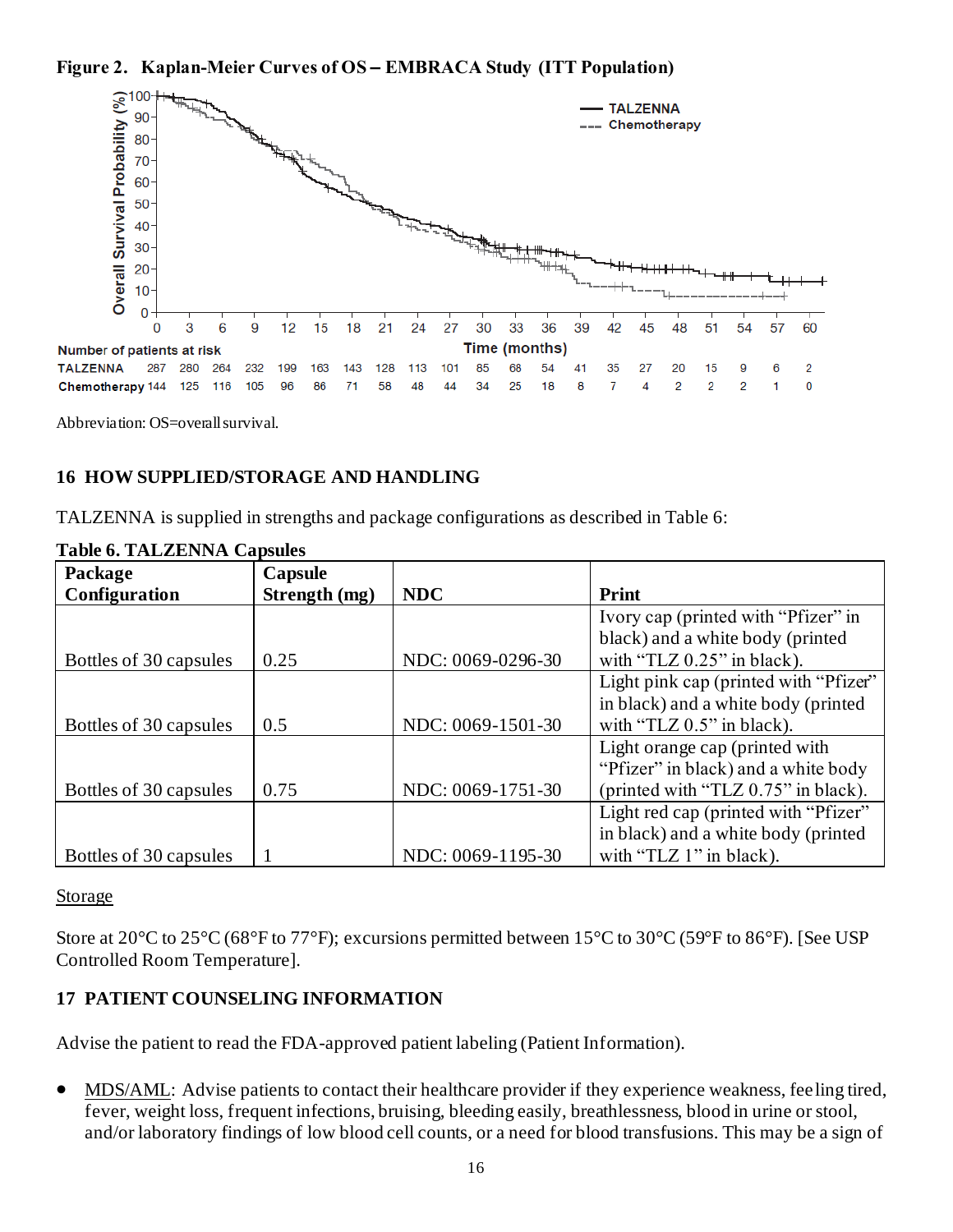**Figure 2. Kaplan-Meier Curves of OS – EMBRACA Study (ITT Population)**

| Number of patients at risk | 0 | 3 | 6 | 9 | 12 | 15 | 18 | 21 | 24 | 27 | 30 | 33 | 36 | 39 | 42 | 45 | 48 | 51 | 54 | 57 | 60 |
|---|---|---|---|---|---|---|---|---|---|---|---|---|---|---|---|---|---|---|---|---|---|
| TALZENNA | 287 | 280 | 264 | 232 | 199 | 163 | 143 | 128 | 113 | 101 | 85 | 68 | 54 | 41 | 35 | 27 | 20 | 15 | 9 | 6 | 2 |
| Chemotherapy | 144 | 125 | 116 | 105 | 96 | 86 | 71 | 58 | 48 | 44 | 34 | 25 | 18 | 8 | 7 | 4 | 2 | 2 | 2 | 1 | 0 |

Abbreviation: OS=overall survival.

## 16 HOW SUPPLIED/STORAGE AND HANDLING

TALZENNA is supplied in strengths and package configurations as described in Table 6:

**Table 6. TALZENNA Capsules**

| Package Configuration | Capsule Strength (mg) | NDC | Print |
|---|---|---|---|
| Bottles of 30 capsules | 0.25 | NDC: 0069-0296-30 | Ivory cap (printed with "Pfizer" in black) and a white body (printed with "TLZ 0.25" in black). |
| Bottles of 30 capsules | 0.5 | NDC: 0069-1501-30 | Light pink cap (printed with "Pfizer" in black) and a white body (printed with "TLZ 0.5" in black). |
| Bottles of 30 capsules | 0.75 | NDC: 0069-1751-30 | Light orange cap (printed with "Pfizer" in black) and a white body (printed with "TLZ 0.75" in black). |
| Bottles of 30 capsules | 1 | NDC: 0069-1195-30 | Light red cap (printed with "Pfizer" in black) and a white body (printed with "TLZ 1" in black). |

Storage

Store at 20°C to 25°C (68°F to 77°F); excursions permitted between 15°C to 30°C (59°F to 86°F). [See USP Controlled Room Temperature].

## 17 PATIENT COUNSELING INFORMATION

Advise the patient to read the FDA-approved patient labeling (Patient Information).

- MDS/AML: Advise patients to contact their healthcare provider if they experience weakness, feeling tired, fever, weight loss, frequent infections, bruising, bleeding easily, breathlessness, blood in urine or stool, and/or laboratory findings of low blood cell counts, or a need for blood transfusions. This may be a sign of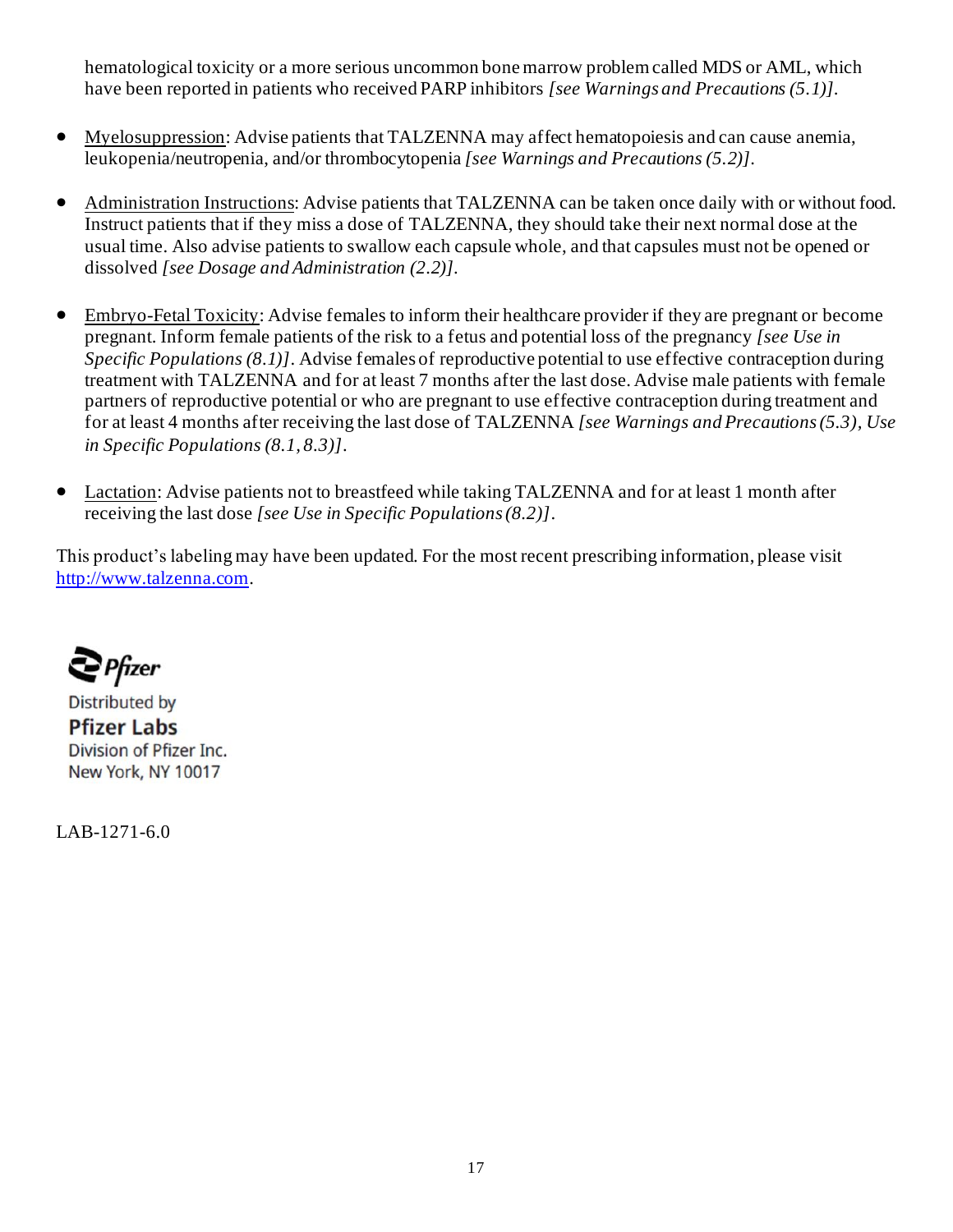hematological toxicity or a more serious uncommon bone marrow problem called MDS or AML, which have been reported in patients who received PARP inhibitors *[see Warnings and Precautions (5.1)]*.

- Myelosuppression: Advise patients that TALZENNA may affect hematopoiesis and can cause anemia, leukopenia/neutropenia, and/or thrombocytopenia *[see Warnings and Precautions (5.2)]*.

- Administration Instructions: Advise patients that TALZENNA can be taken once daily with or without food. Instruct patients that if they miss a dose of TALZENNA, they should take their next normal dose at the usual time. Also advise patients to swallow each capsule whole, and that capsules must not be opened or dissolved *[see Dosage and Administration (2.2)]*.

- Embryo-Fetal Toxicity: Advise females to inform their healthcare provider if they are pregnant or become pregnant. Inform female patients of the risk to a fetus and potential loss of the pregnancy *[see Use in Specific Populations (8.1)]*. Advise females of reproductive potential to use effective contraception during treatment with TALZENNA and for at least 7 months after the last dose. Advise male patients with female partners of reproductive potential or who are pregnant to use effective contraception during treatment and for at least 4 months after receiving the last dose of TALZENNA *[see Warnings and Precautions (5.3), Use in Specific Populations (8.1, 8.3)]*.

- Lactation: Advise patients not to breastfeed while taking TALZENNA and for at least 1 month after receiving the last dose *[see Use in Specific Populations (8.2)]*.

This product's labeling may have been updated. For the most recent prescribing information, please visit http://www.talzenna.com.

Pfizer

Distributed by
**Pfizer Labs**
Division of Pfizer Inc.
New York, NY 10017

LAB-1271-6.0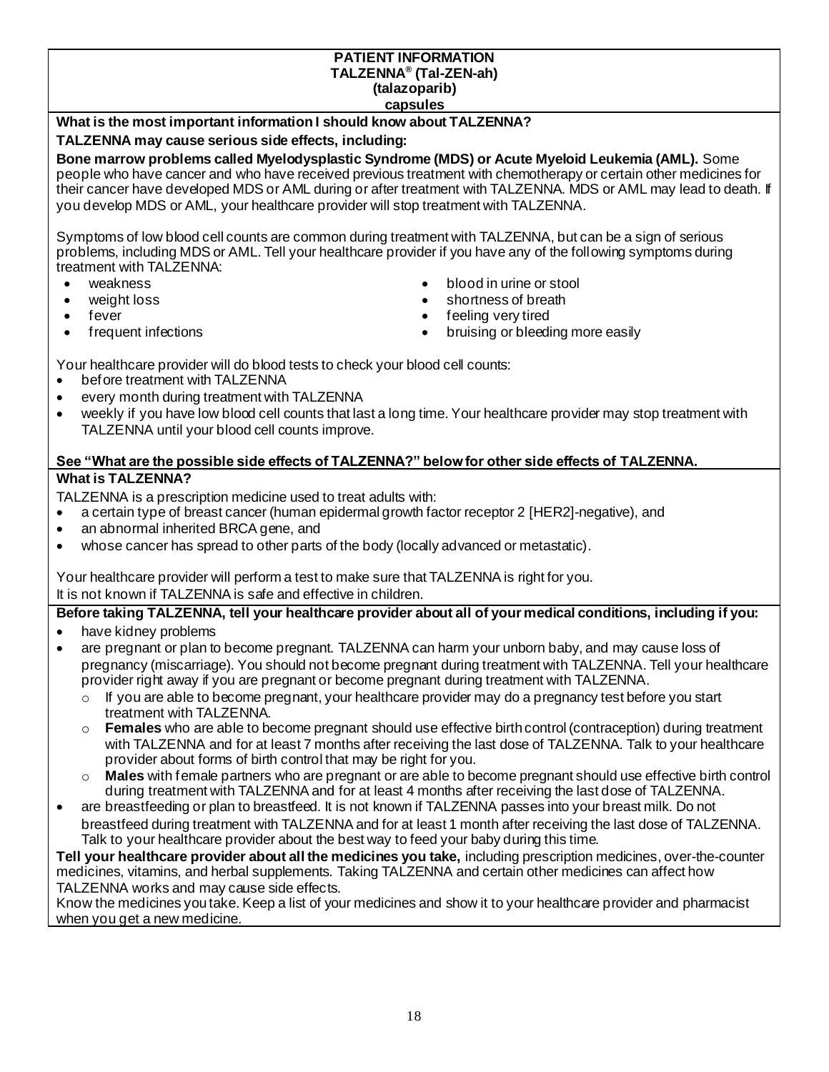# PATIENT INFORMATION
## TALZENNA® (Tal-ZEN-ah)
## (talazoparib)
## capsules

**What is the most important information I should know about TALZENNA?**

**TALZENNA may cause serious side effects, including:**

**Bone marrow problems called Myelodysplastic Syndrome (MDS) or Acute Myeloid Leukemia (AML).** Some people who have cancer and who have received previous treatment with chemotherapy or certain other medicines for their cancer have developed MDS or AML during or after treatment with TALZENNA. MDS or AML may lead to death. If you develop MDS or AML, your healthcare provider will stop treatment with TALZENNA.

Symptoms of low blood cell counts are common during treatment with TALZENNA, but can be a sign of serious problems, including MDS or AML. Tell your healthcare provider if you have any of the following symptoms during treatment with TALZENNA:

- weakness
- weight loss
- fever
- frequent infections
- blood in urine or stool
- shortness of breath
- feeling very tired
- bruising or bleeding more easily

Your healthcare provider will do blood tests to check your blood cell counts:

- before treatment with TALZENNA
- every month during treatment with TALZENNA
- weekly if you have low blood cell counts that last a long time. Your healthcare provider may stop treatment with TALZENNA until your blood cell counts improve.

**See "What are the possible side effects of TALZENNA?" below for other side effects of TALZENNA.**

**What is TALZENNA?**

TALZENNA is a prescription medicine used to treat adults with:

- a certain type of breast cancer (human epidermal growth factor receptor 2 [HER2]-negative), and
- an abnormal inherited BRCA gene, and
- whose cancer has spread to other parts of the body (locally advanced or metastatic).

Your healthcare provider will perform a test to make sure that TALZENNA is right for you.
It is not known if TALZENNA is safe and effective in children.

**Before taking TALZENNA, tell your healthcare provider about all of your medical conditions, including if you:**

- have kidney problems
- are pregnant or plan to become pregnant. TALZENNA can harm your unborn baby, and may cause loss of pregnancy (miscarriage). You should not become pregnant during treatment with TALZENNA. Tell your healthcare provider right away if you are pregnant or become pregnant during treatment with TALZENNA.
  - If you are able to become pregnant, your healthcare provider may do a pregnancy test before you start treatment with TALZENNA.
  - **Females** who are able to become pregnant should use effective birth control (contraception) during treatment with TALZENNA and for at least 7 months after receiving the last dose of TALZENNA. Talk to your healthcare provider about forms of birth control that may be right for you.
  - **Males** with female partners who are pregnant or are able to become pregnant should use effective birth control during treatment with TALZENNA and for at least 4 months after receiving the last dose of TALZENNA.
- are breastfeeding or plan to breastfeed. It is not known if TALZENNA passes into your breast milk. Do not breastfeed during treatment with TALZENNA and for at least 1 month after receiving the last dose of TALZENNA. Talk to your healthcare provider about the best way to feed your baby during this time.

**Tell your healthcare provider about all the medicines you take,** including prescription medicines, over-the-counter medicines, vitamins, and herbal supplements. Taking TALZENNA and certain other medicines can affect how TALZENNA works and may cause side effects.

Know the medicines you take. Keep a list of your medicines and show it to your healthcare provider and pharmacist when you get a new medicine.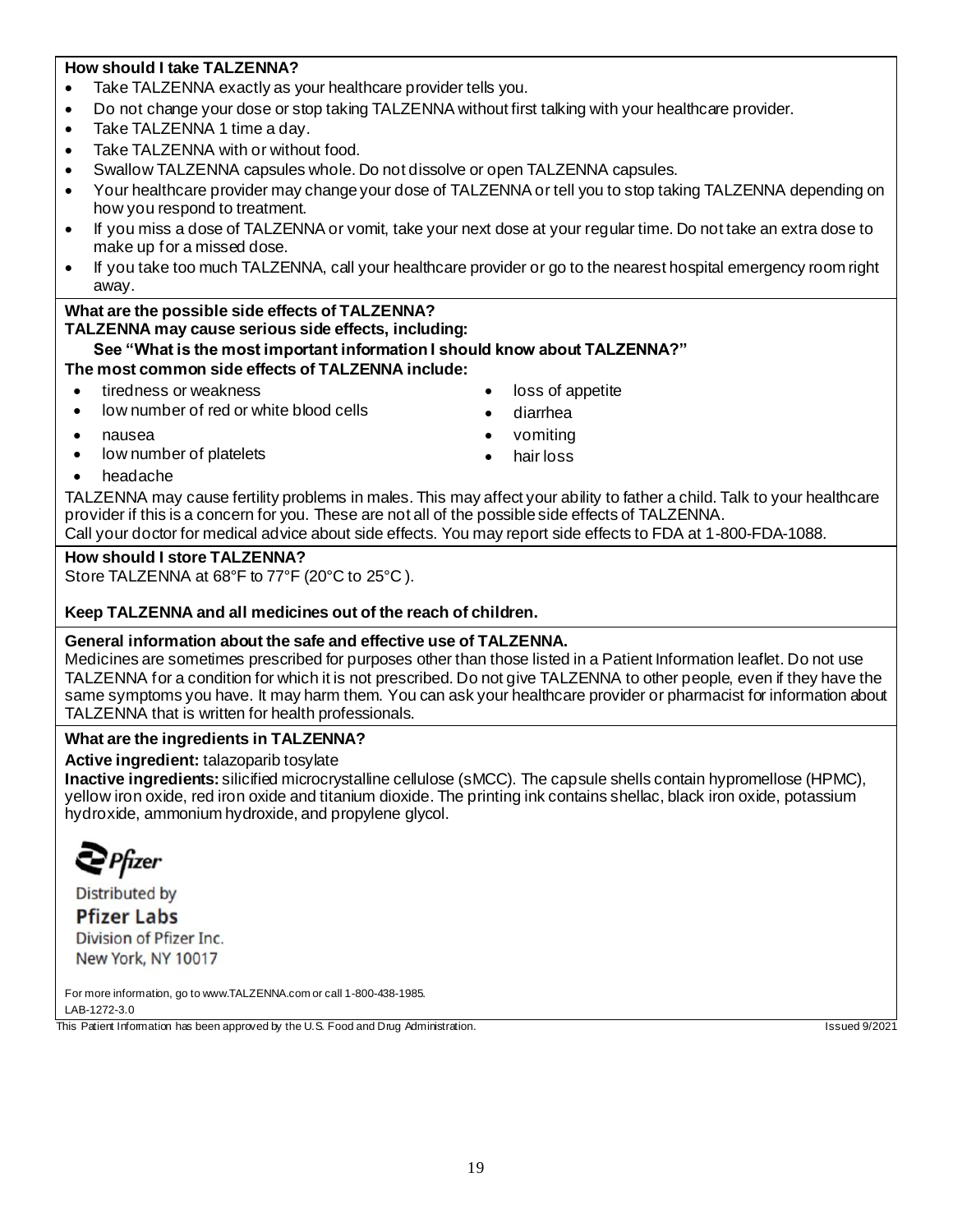**How should I take TALZENNA?**

- Take TALZENNA exactly as your healthcare provider tells you.
- Do not change your dose or stop taking TALZENNA without first talking with your healthcare provider.
- Take TALZENNA 1 time a day.
- Take TALZENNA with or without food.
- Swallow TALZENNA capsules whole. Do not dissolve or open TALZENNA capsules.
- Your healthcare provider may change your dose of TALZENNA or tell you to stop taking TALZENNA depending on how you respond to treatment.
- If you miss a dose of TALZENNA or vomit, take your next dose at your regular time. Do not take an extra dose to make up for a missed dose.
- If you take too much TALZENNA, call your healthcare provider or go to the nearest hospital emergency room right away.

**What are the possible side effects of TALZENNA?**

**TALZENNA may cause serious side effects, including:**

**See "What is the most important information I should know about TALZENNA?"**

**The most common side effects of TALZENNA include:**

- tiredness or weakness
- low number of red or white blood cells
- nausea
- low number of platelets
- headache
- loss of appetite
- diarrhea
- vomiting
- hair loss

TALZENNA may cause fertility problems in males. This may affect your ability to father a child. Talk to your healthcare provider if this is a concern for you. These are not all of the possible side effects of TALZENNA.

Call your doctor for medical advice about side effects. You may report side effects to FDA at 1-800-FDA-1088.

**How should I store TALZENNA?**

Store TALZENNA at 68°F to 77°F (20°C to 25°C ).

**Keep TALZENNA and all medicines out of the reach of children.**

**General information about the safe and effective use of TALZENNA.**

Medicines are sometimes prescribed for purposes other than those listed in a Patient Information leaflet. Do not use TALZENNA for a condition for which it is not prescribed. Do not give TALZENNA to other people, even if they have the same symptoms you have. It may harm them. You can ask your healthcare provider or pharmacist for information about TALZENNA that is written for health professionals.

**What are the ingredients in TALZENNA?**

**Active ingredient:** talazoparib tosylate

**Inactive ingredients:** silicified microcrystalline cellulose (sMCC). The capsule shells contain hypromellose (HPMC), yellow iron oxide, red iron oxide and titanium dioxide. The printing ink contains shellac, black iron oxide, potassium hydroxide, ammonium hydroxide, and propylene glycol.

Pfizer

Distributed by
**Pfizer Labs**
Division of Pfizer Inc.
New York, NY 10017

For more information, go to www.TALZENNA.com or call 1-800-438-1985.

LAB-1272-3.0

This Patient Information has been approved by the U.S. Food and Drug Administration. Issued 9/2021